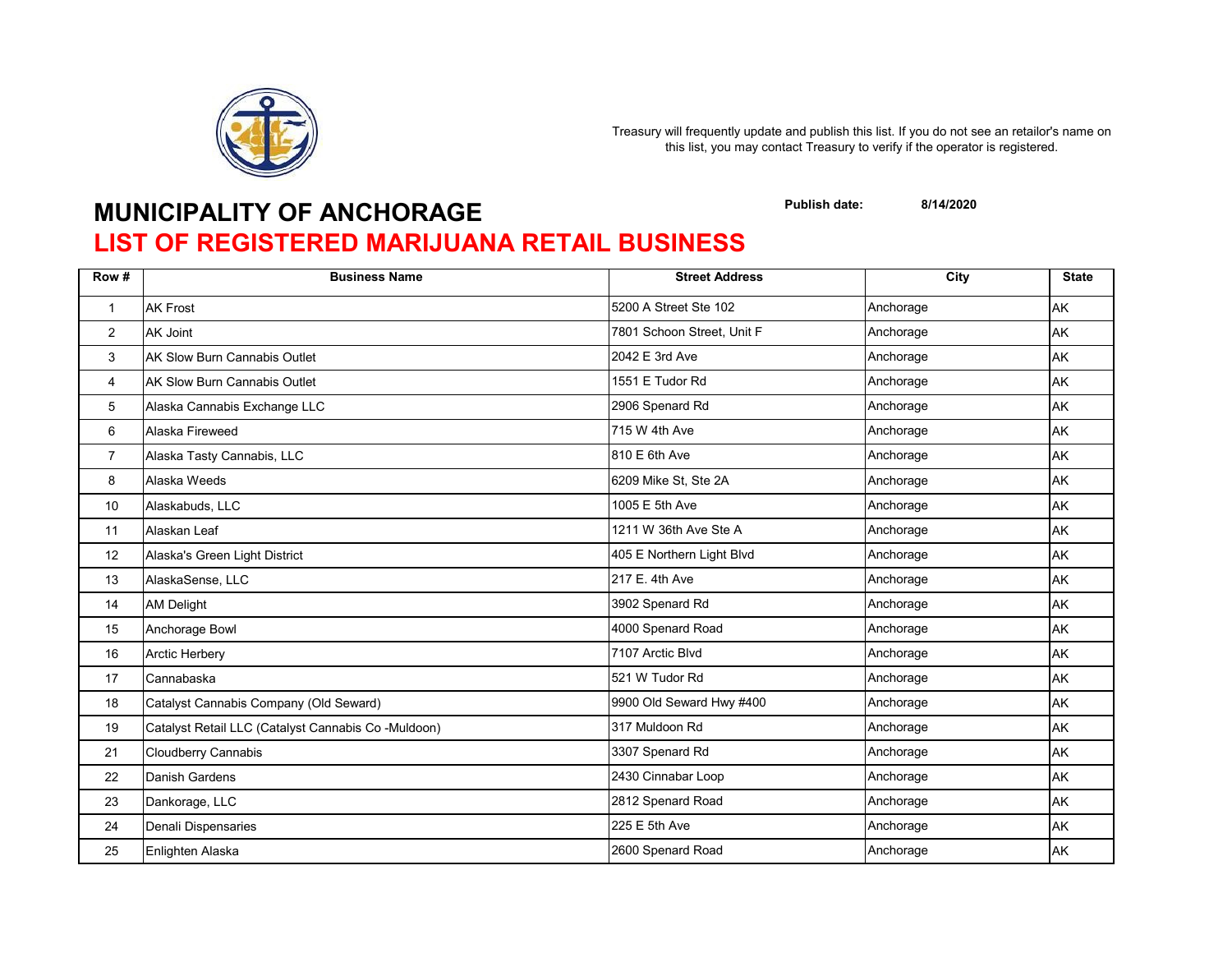Treasury will frequently update and publish this list. If you do not see an retailor's name on this list, you may contact Treasury to verify if the operator is registered.

# MUNICIPALITY OF ANCHORAGE

**Publish date:** **8/14/2020**

## LIST OF REGISTERED MARIJUANA RETAIL BUSINESS

| Row # | Business Name | Street Address | City | State |
|---|---|---|---|---|
| 1 | AK Frost | 5200 A Street Ste 102 | Anchorage | AK |
| 2 | AK Joint | 7801 Schoon Street, Unit F | Anchorage | AK |
| 3 | AK Slow Burn Cannabis Outlet | 2042 E 3rd Ave | Anchorage | AK |
| 4 | AK Slow Burn Cannabis Outlet | 1551 E Tudor Rd | Anchorage | AK |
| 5 | Alaska Cannabis Exchange LLC | 2906 Spenard Rd | Anchorage | AK |
| 6 | Alaska Fireweed | 715 W 4th Ave | Anchorage | AK |
| 7 | Alaska Tasty Cannabis, LLC | 810 E 6th Ave | Anchorage | AK |
| 8 | Alaska Weeds | 6209 Mike St, Ste 2A | Anchorage | AK |
| 10 | Alaskabuds, LLC | 1005 E 5th Ave | Anchorage | AK |
| 11 | Alaskan Leaf | 1211 W 36th Ave Ste A | Anchorage | AK |
| 12 | Alaska's Green Light District | 405 E Northern Light Blvd | Anchorage | AK |
| 13 | AlaskaSense, LLC | 217 E. 4th Ave | Anchorage | AK |
| 14 | AM Delight | 3902 Spenard Rd | Anchorage | AK |
| 15 | Anchorage Bowl | 4000 Spenard Road | Anchorage | AK |
| 16 | Arctic Herbery | 7107 Arctic Blvd | Anchorage | AK |
| 17 | Cannabaska | 521 W Tudor Rd | Anchorage | AK |
| 18 | Catalyst Cannabis Company (Old Seward) | 9900 Old Seward Hwy #400 | Anchorage | AK |
| 19 | Catalyst Retail LLC (Catalyst Cannabis Co -Muldoon) | 317 Muldoon Rd | Anchorage | AK |
| 21 | Cloudberry Cannabis | 3307 Spenard Rd | Anchorage | AK |
| 22 | Danish Gardens | 2430 Cinnabar Loop | Anchorage | AK |
| 23 | Dankorage, LLC | 2812 Spenard Road | Anchorage | AK |
| 24 | Denali Dispensaries | 225 E 5th Ave | Anchorage | AK |
| 25 | Enlighten Alaska | 2600 Spenard Road | Anchorage | AK |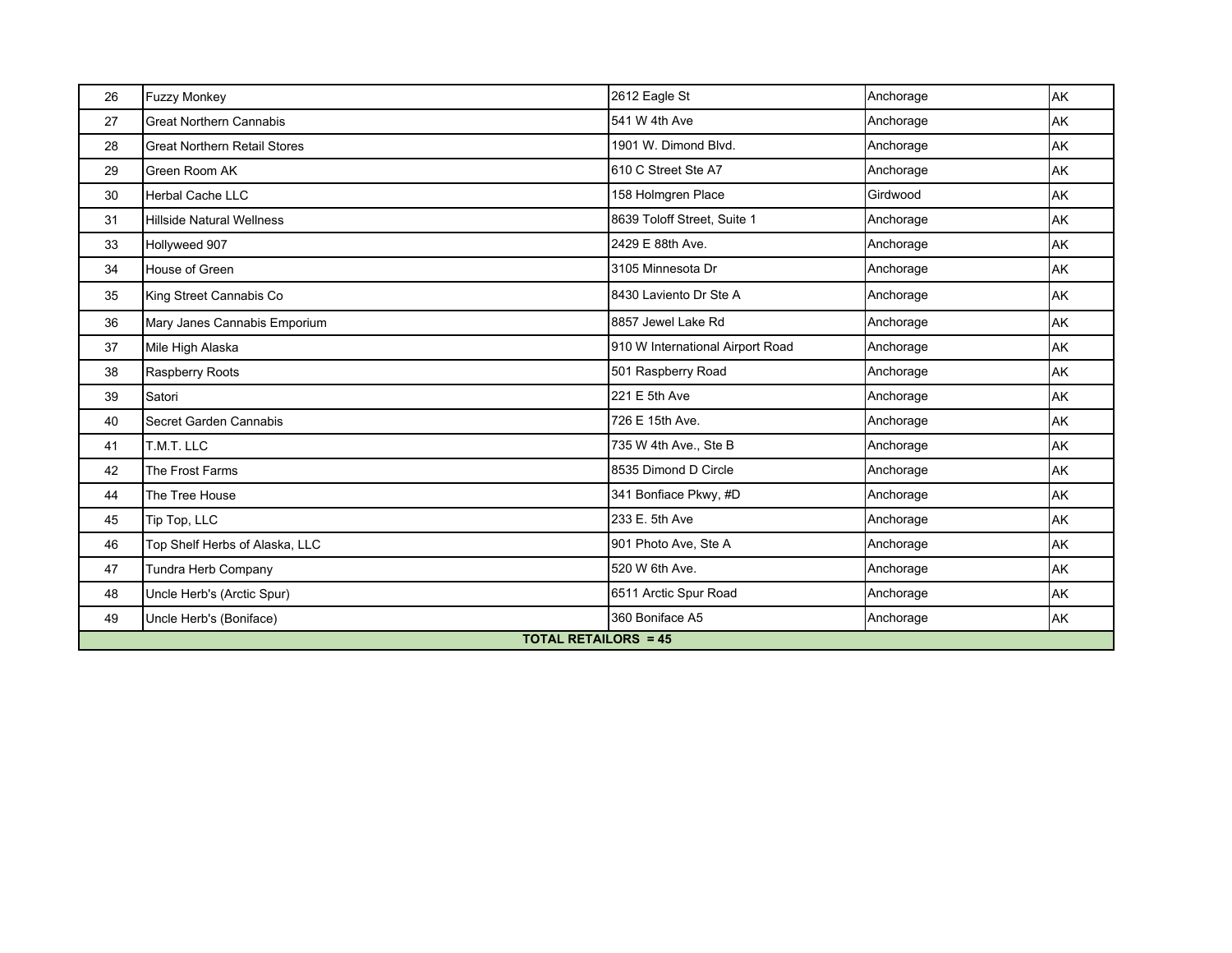| | | | | |
|---|---|---|---|---|
| 26 | Fuzzy Monkey | 2612 Eagle St | Anchorage | AK |
| 27 | Great Northern Cannabis | 541 W 4th Ave | Anchorage | AK |
| 28 | Great Northern Retail Stores | 1901 W. Dimond Blvd. | Anchorage | AK |
| 29 | Green Room AK | 610 C Street Ste A7 | Anchorage | AK |
| 30 | Herbal Cache LLC | 158 Holmgren Place | Girdwood | AK |
| 31 | Hillside Natural Wellness | 8639 Toloff Street, Suite 1 | Anchorage | AK |
| 33 | Hollyweed 907 | 2429 E 88th Ave. | Anchorage | AK |
| 34 | House of Green | 3105 Minnesota Dr | Anchorage | AK |
| 35 | King Street Cannabis Co | 8430 Laviento Dr Ste A | Anchorage | AK |
| 36 | Mary Janes Cannabis Emporium | 8857 Jewel Lake Rd | Anchorage | AK |
| 37 | Mile High Alaska | 910 W International Airport Road | Anchorage | AK |
| 38 | Raspberry Roots | 501 Raspberry Road | Anchorage | AK |
| 39 | Satori | 221 E 5th Ave | Anchorage | AK |
| 40 | Secret Garden Cannabis | 726 E 15th Ave. | Anchorage | AK |
| 41 | T.M.T. LLC | 735 W 4th Ave., Ste B | Anchorage | AK |
| 42 | The Frost Farms | 8535 Dimond D Circle | Anchorage | AK |
| 44 | The Tree House | 341 Bonfiace Pkwy, #D | Anchorage | AK |
| 45 | Tip Top, LLC | 233 E. 5th Ave | Anchorage | AK |
| 46 | Top Shelf Herbs of Alaska, LLC | 901 Photo Ave, Ste A | Anchorage | AK |
| 47 | Tundra Herb Company | 520 W 6th Ave. | Anchorage | AK |
| 48 | Uncle Herb's (Arctic Spur) | 6511 Arctic Spur Road | Anchorage | AK |
| 49 | Uncle Herb's (Boniface) | 360 Boniface A5 | Anchorage | AK |
| **TOTAL RETAILORS = 45** | | | | |